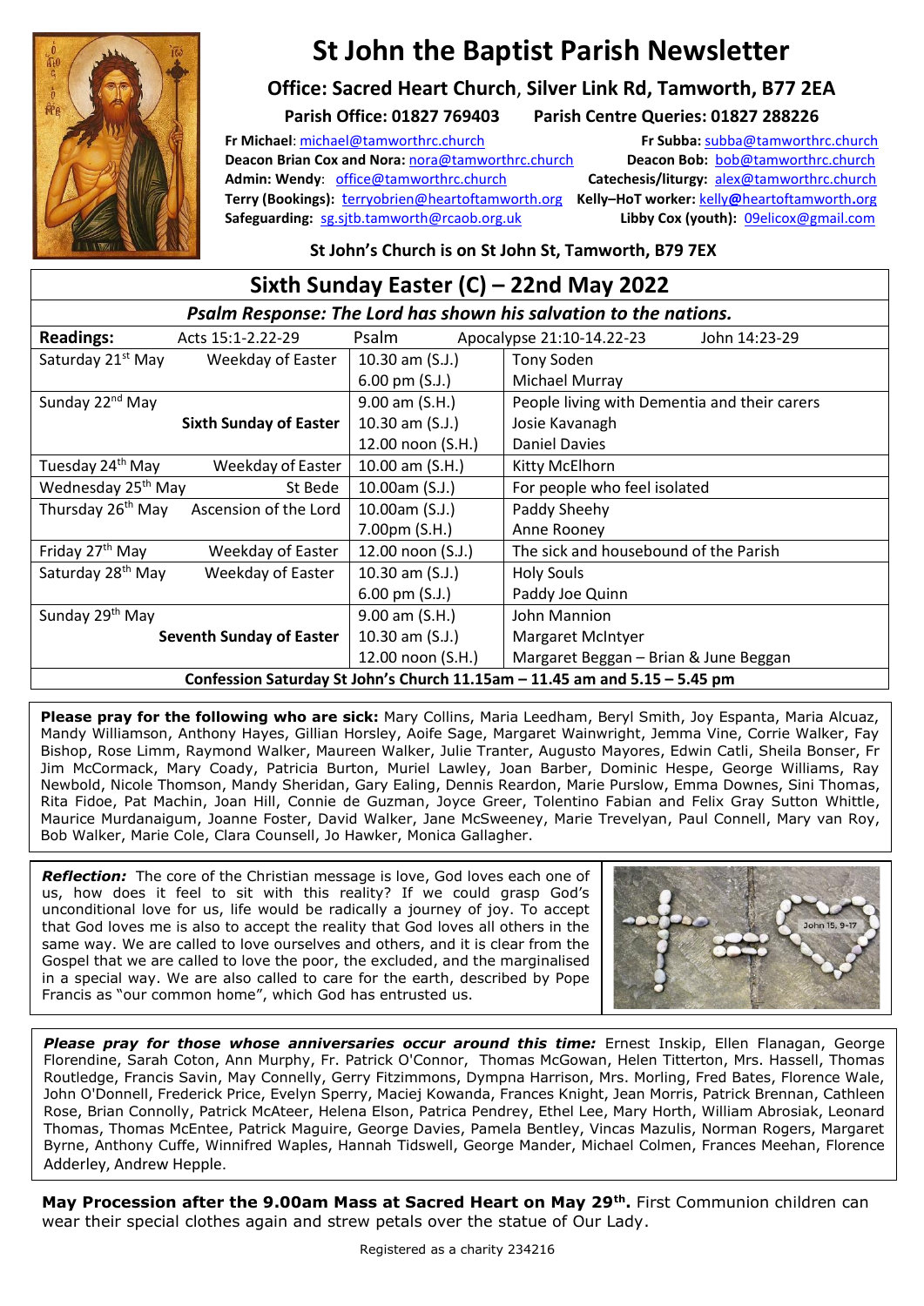# St John the Baptist Parish Newsletter

## Office: Sacred Heart Church, Silver Link Rd, Tamworth, B77 2EA

**Parish Office: 01827 769403 Parish Centre Queries: 01827 288226**

**Fr Michael**: michael@tamworthrc.church
**Fr Subba:** subba@tamworthrc.church
**Deacon Brian Cox and Nora:** nora@tamworthrc.church
**Deacon Bob:** bob@tamworthrc.church
**Admin: Wendy**: office@tamworthrc.church
**Catechesis/liturgy:** alex@tamworthrc.church
**Terry (Bookings):** terryobrien@heartoftamworth.org
**Kelly–HoT worker:** kelly@heartoftamworth.org
**Safeguarding:** sg.sjtb.tamworth@rcaob.org.uk
**Libby Cox (youth):** 09elicox@gmail.com

**St John's Church is on St John St, Tamworth, B79 7EX**

## Sixth Sunday Easter (C) – 22nd May 2022

***Psalm Response: The Lord has shown his salvation to the nations.***

| **Readings:** Acts 15:1-2.22-29 | Psalm | Apocalypse 21:10-14.22-23 John 14:23-29 |
|---|---|---|
| Saturday 21st May Weekday of Easter | 10.30 am (S.J.) | Tony Soden |
| | 6.00 pm (S.J.) | Michael Murray |
| Sunday 22nd May | 9.00 am (S.H.) | People living with Dementia and their carers |
| **Sixth Sunday of Easter** | 10.30 am (S.J.) | Josie Kavanagh |
| | 12.00 noon (S.H.) | Daniel Davies |
| Tuesday 24th May Weekday of Easter | 10.00 am (S.H.) | Kitty McElhorn |
| Wednesday 25th May St Bede | 10.00am (S.J.) | For people who feel isolated |
| Thursday 26th May Ascension of the Lord | 10.00am (S.J.) | Paddy Sheehy |
| | 7.00pm (S.H.) | Anne Rooney |
| Friday 27th May Weekday of Easter | 12.00 noon (S.J.) | The sick and housebound of the Parish |
| Saturday 28th May Weekday of Easter | 10.30 am (S.J.) | Holy Souls |
| | 6.00 pm (S.J.) | Paddy Joe Quinn |
| Sunday 29th May | 9.00 am (S.H.) | John Mannion |
| **Seventh Sunday of Easter** | 10.30 am (S.J.) | Margaret McIntyer |
| | 12.00 noon (S.H.) | Margaret Beggan – Brian & June Beggan |

**Confession Saturday St John's Church 11.15am – 11.45 am and 5.15 – 5.45 pm**

**Please pray for the following who are sick:** Mary Collins, Maria Leedham, Beryl Smith, Joy Espanta, Maria Alcuaz, Mandy Williamson, Anthony Hayes, Gillian Horsley, Aoife Sage, Margaret Wainwright, Jemma Vine, Corrie Walker, Fay Bishop, Rose Limm, Raymond Walker, Maureen Walker, Julie Tranter, Augusto Mayores, Edwin Catli, Sheila Bonser, Fr Jim McCormack, Mary Coady, Patricia Burton, Muriel Lawley, Joan Barber, Dominic Hespe, George Williams, Ray Newbold, Nicole Thomson, Mandy Sheridan, Gary Ealing, Dennis Reardon, Marie Purslow, Emma Downes, Sini Thomas, Rita Fidoe, Pat Machin, Joan Hill, Connie de Guzman, Joyce Greer, Tolentino Fabian and Felix Gray Sutton Whittle, Maurice Murdanaigum, Joanne Foster, David Walker, Jane McSweeney, Marie Trevelyan, Paul Connell, Mary van Roy, Bob Walker, Marie Cole, Clara Counsell, Jo Hawker, Monica Gallagher.

***Reflection:*** The core of the Christian message is love, God loves each one of us, how does it feel to sit with this reality? If we could grasp God's unconditional love for us, life would be radically a journey of joy. To accept that God loves me is also to accept the reality that God loves all others in the same way. We are called to love ourselves and others, and it is clear from the Gospel that we are called to love the poor, the excluded, and the marginalised in a special way. We are also called to care for the earth, described by Pope Francis as "our common home", which God has entrusted us.

John 15, 9-17

***Please pray for those whose anniversaries occur around this time:*** Ernest Inskip, Ellen Flanagan, George Florendine, Sarah Coton, Ann Murphy, Fr. Patrick O'Connor, Thomas McGowan, Helen Titterton, Mrs. Hassell, Thomas Routledge, Francis Savin, May Connelly, Gerry Fitzimmons, Dympna Harrison, Mrs. Morling, Fred Bates, Florence Wale, John O'Donnell, Frederick Price, Evelyn Sperry, Maciej Kowanda, Frances Knight, Jean Morris, Patrick Brennan, Cathleen Rose, Brian Connolly, Patrick McAteer, Helena Elson, Patrica Pendrey, Ethel Lee, Mary Horth, William Abrosiak, Leonard Thomas, Thomas McEntee, Patrick Maguire, George Davies, Pamela Bentley, Vincas Mazulis, Norman Rogers, Margaret Byrne, Anthony Cuffe, Winnifred Waples, Hannah Tidswell, George Mander, Michael Colmen, Frances Meehan, Florence Adderley, Andrew Hepple.

**May Procession after the 9.00am Mass at Sacred Heart on May 29th.** First Communion children can wear their special clothes again and strew petals over the statue of Our Lady.

Registered as a charity 234216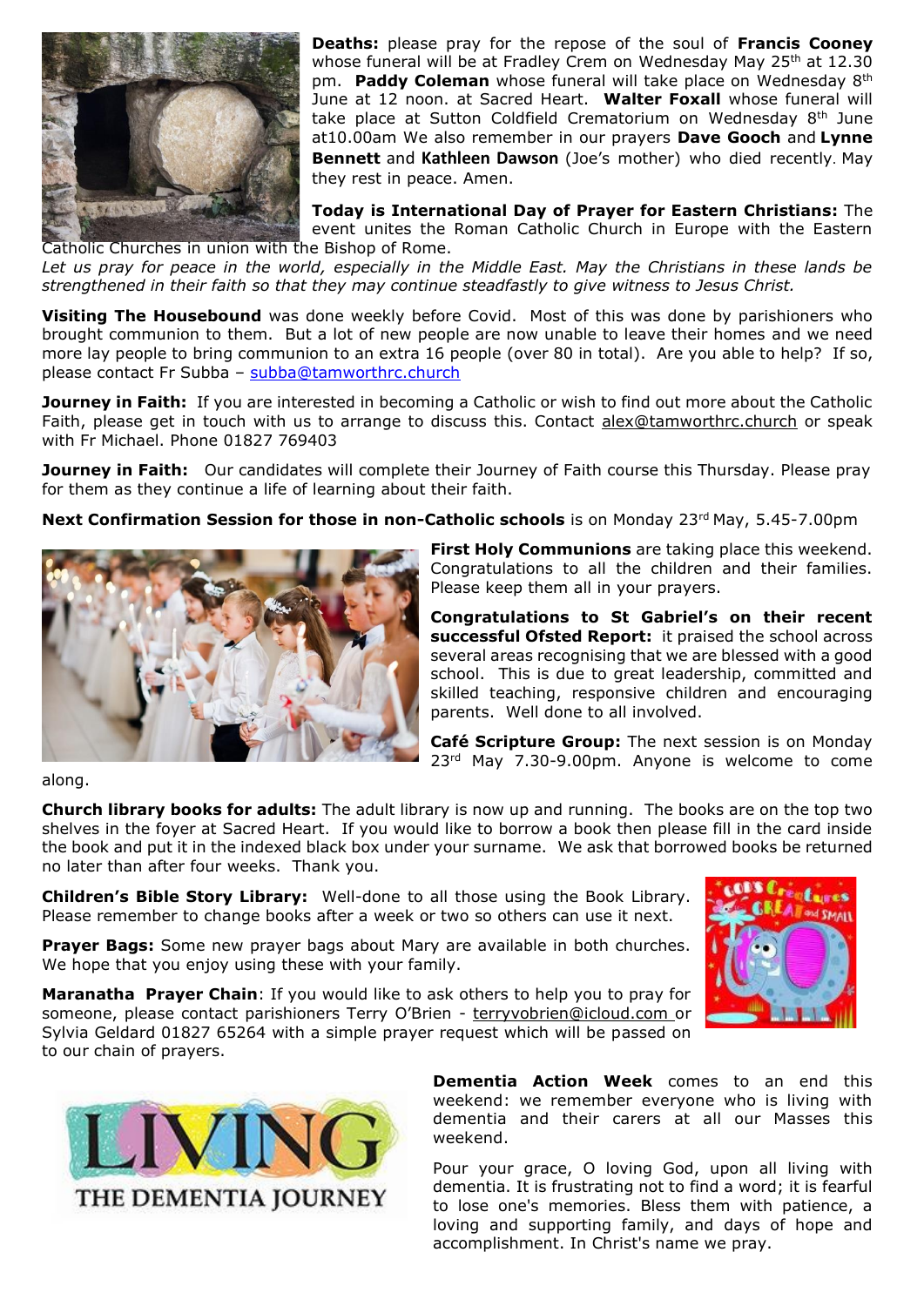**Deaths:** please pray for the repose of the soul of **Francis Cooney** whose funeral will be at Fradley Crem on Wednesday May 25th at 12.30 pm. **Paddy Coleman** whose funeral will take place on Wednesday 8th June at 12 noon. at Sacred Heart. **Walter Foxall** whose funeral will take place at Sutton Coldfield Crematorium on Wednesday 8th June at10.00am We also remember in our prayers **Dave Gooch** and **Lynne Bennett** and **Kathleen Dawson** (Joe's mother) who died recently. May they rest in peace. Amen.

**Today is International Day of Prayer for Eastern Christians:** The event unites the Roman Catholic Church in Europe with the Eastern Catholic Churches in union with the Bishop of Rome.

*Let us pray for peace in the world, especially in the Middle East. May the Christians in these lands be strengthened in their faith so that they may continue steadfastly to give witness to Jesus Christ.*

**Visiting The Housebound** was done weekly before Covid. Most of this was done by parishioners who brought communion to them. But a lot of new people are now unable to leave their homes and we need more lay people to bring communion to an extra 16 people (over 80 in total). Are you able to help? If so, please contact Fr Subba – subba@tamworthrc.church

**Journey in Faith:** If you are interested in becoming a Catholic or wish to find out more about the Catholic Faith, please get in touch with us to arrange to discuss this. Contact alex@tamworthrc.church or speak with Fr Michael. Phone 01827 769403

**Journey in Faith:** Our candidates will complete their Journey of Faith course this Thursday. Please pray for them as they continue a life of learning about their faith.

**Next Confirmation Session for those in non-Catholic schools** is on Monday 23rd May, 5.45-7.00pm

**First Holy Communions** are taking place this weekend. Congratulations to all the children and their families. Please keep them all in your prayers.

**Congratulations to St Gabriel's on their recent successful Ofsted Report:** it praised the school across several areas recognising that we are blessed with a good school. This is due to great leadership, committed and skilled teaching, responsive children and encouraging parents. Well done to all involved.

**Café Scripture Group:** The next session is on Monday 23rd May 7.30-9.00pm. Anyone is welcome to come along.

**Church library books for adults:** The adult library is now up and running. The books are on the top two shelves in the foyer at Sacred Heart. If you would like to borrow a book then please fill in the card inside the book and put it in the indexed black box under your surname. We ask that borrowed books be returned no later than after four weeks. Thank you.

**Children's Bible Story Library:** Well-done to all those using the Book Library. Please remember to change books after a week or two so others can use it next.

**Prayer Bags:** Some new prayer bags about Mary are available in both churches. We hope that you enjoy using these with your family.

**Maranatha Prayer Chain**: If you would like to ask others to help you to pray for someone, please contact parishioners Terry O'Brien - terryvobrien@icloud.com or Sylvia Geldard 01827 65264 with a simple prayer request which will be passed on to our chain of prayers.

**Dementia Action Week** comes to an end this weekend: we remember everyone who is living with dementia and their carers at all our Masses this weekend.

Pour your grace, O loving God, upon all living with dementia. It is frustrating not to find a word; it is fearful to lose one's memories. Bless them with patience, a loving and supporting family, and days of hope and accomplishment. In Christ's name we pray.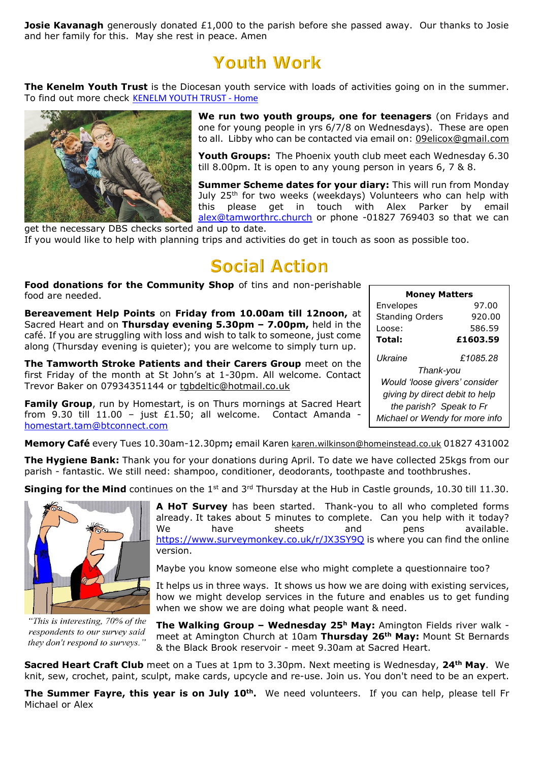**Josie Kavanagh** generously donated £1,000 to the parish before she passed away. Our thanks to Josie and her family for this. May she rest in peace. Amen

## Youth Work

**The Kenelm Youth Trust** is the Diocesan youth service with loads of activities going on in the summer. To find out more check [KENELM YOUTH TRUST - Home]

**We run two youth groups, one for teenagers** (on Fridays and one for young people in yrs 6/7/8 on Wednesdays). These are open to all. Libby who can be contacted via email on: 09elicox@gmail.com

**Youth Groups:** The Phoenix youth club meet each Wednesday 6.30 till 8.00pm. It is open to any young person in years 6, 7 & 8.

**Summer Scheme dates for your diary:** This will run from Monday July 25th for two weeks (weekdays) Volunteers who can help with this please get in touch with Alex Parker by email alex@tamworthrc.church or phone -01827 769403 so that we can get the necessary DBS checks sorted and up to date.

If you would like to help with planning trips and activities do get in touch as soon as possible too.

## Social Action

**Food donations for the Community Shop** of tins and non-perishable food are needed.

**Bereavement Help Points** on **Friday from 10.00am till 12noon,** at Sacred Heart and on **Thursday evening 5.30pm – 7.00pm,** held in the café. If you are struggling with loss and wish to talk to someone, just come along (Thursday evening is quieter); you are welcome to simply turn up.

**The Tamworth Stroke Patients and their Carers Group** meet on the first Friday of the month at St John's at 1-30pm. All welcome. Contact Trevor Baker on 07934351144 or tgbdeltic@hotmail.co.uk

**Family Group**, run by Homestart, is on Thurs mornings at Sacred Heart from 9.30 till 11.00 – just £1.50; all welcome. Contact Amanda - homestart.tam@btconnect.com

| **Money Matters** | |
|---|---|
| Envelopes | 97.00 |
| Standing Orders | 920.00 |
| Loose: | 586.59 |
| **Total:** | **£1603.59** |
| *Ukraine* | *£1085.28* |

*Thank-you*

*Would 'loose givers' consider giving by direct debit to help the parish? Speak to Fr Michael or Wendy for more info*

**Memory Café** every Tues 10.30am-12.30pm**;** email Karen karen.wilkinson@homeinstead.co.uk 01827 431002

**The Hygiene Bank:** Thank you for your donations during April. To date we have collected 25kgs from our parish - fantastic. We still need: shampoo, conditioner, deodorants, toothpaste and toothbrushes.

**Singing for the Mind** continues on the 1st and 3rd Thursday at the Hub in Castle grounds, 10.30 till 11.30.

**A HoT Survey** has been started. Thank-you to all who completed forms already. It takes about 5 minutes to complete. Can you help with it today? We have sheets and pens available. https://www.surveymonkey.co.uk/r/JX3SY9Q is where you can find the online version.

Maybe you know someone else who might complete a questionnaire too?

It helps us in three ways. It shows us how we are doing with existing services, how we might develop services in the future and enables us to get funding when we show we are doing what people want & need.

*"This is interesting, 70% of the respondents to our survey said they don't respond to surveys."*

**The Walking Group – Wednesday 25h May:** Amington Fields river walk - meet at Amington Church at 10am **Thursday 26th May:** Mount St Bernards & the Black Brook reservoir - meet 9.30am at Sacred Heart.

**Sacred Heart Craft Club** meet on a Tues at 1pm to 3.30pm. Next meeting is Wednesday, **24th May**. We knit, sew, crochet, paint, sculpt, make cards, upcycle and re-use. Join us. You don't need to be an expert.

**The Summer Fayre, this year is on July 10th.** We need volunteers. If you can help, please tell Fr Michael or Alex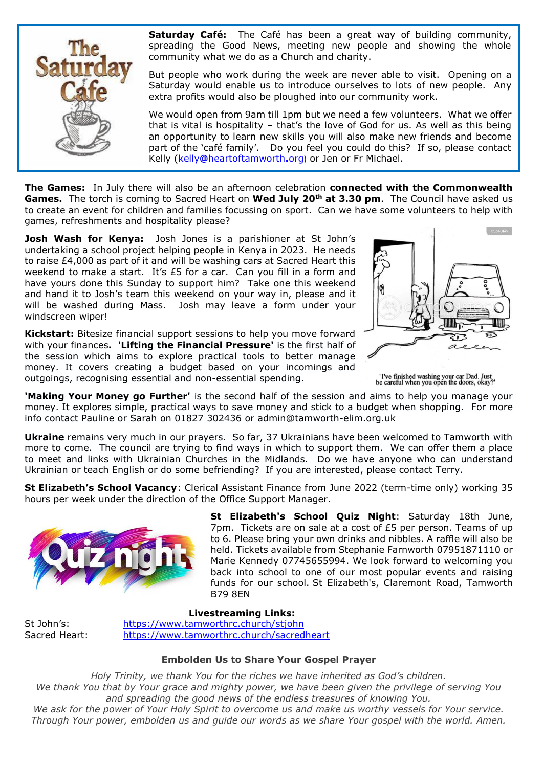**Saturday Café:** The Café has been a great way of building community, spreading the Good News, meeting new people and showing the whole community what we do as a Church and charity.

But people who work during the week are never able to visit. Opening on a Saturday would enable us to introduce ourselves to lots of new people. Any extra profits would also be ploughed into our community work.

We would open from 9am till 1pm but we need a few volunteers. What we offer that is vital is hospitality – that's the love of God for us. As well as this being an opportunity to learn new skills you will also make new friends and become part of the 'café family'. Do you feel you could do this? If so, please contact Kelly (kelly@heartoftamworth.org) or Jen or Fr Michael.

**The Games:** In July there will also be an afternoon celebration **connected with the Commonwealth Games.** The torch is coming to Sacred Heart on **Wed July 20th at 3.30 pm**. The Council have asked us to create an event for children and families focussing on sport. Can we have some volunteers to help with games, refreshments and hospitality please?

**Josh Wash for Kenya:** Josh Jones is a parishioner at St John's undertaking a school project helping people in Kenya in 2023. He needs to raise £4,000 as part of it and will be washing cars at Sacred Heart this weekend to make a start. It's £5 for a car. Can you fill in a form and have yours done this Sunday to support him? Take one this weekend and hand it to Josh's team this weekend on your way in, please and it will be washed during Mass. Josh may leave a form under your windscreen wiper!

'I've finished washing your car Dad. Just be careful when you open the doors, okay?'

**Kickstart:** Bitesize financial support sessions to help you move forward with your finances**. 'Lifting the Financial Pressure'** is the first half of the session which aims to explore practical tools to better manage money. It covers creating a budget based on your incomings and outgoings, recognising essential and non-essential spending.

**'Making Your Money go Further'** is the second half of the session and aims to help you manage your money. It explores simple, practical ways to save money and stick to a budget when shopping. For more info contact Pauline or Sarah on 01827 302436 or admin@tamworth-elim.org.uk

**Ukraine** remains very much in our prayers. So far, 37 Ukrainians have been welcomed to Tamworth with more to come. The council are trying to find ways in which to support them. We can offer them a place to meet and links with Ukrainian Churches in the Midlands. Do we have anyone who can understand Ukrainian or teach English or do some befriending? If you are interested, please contact Terry.

**St Elizabeth's School Vacancy**: Clerical Assistant Finance from June 2022 (term-time only) working 35 hours per week under the direction of the Office Support Manager.

**St Elizabeth's School Quiz Night**: Saturday 18th June, 7pm. Tickets are on sale at a cost of £5 per person. Teams of up to 6. Please bring your own drinks and nibbles. A raffle will also be held. Tickets available from Stephanie Farnworth 07951871110 or Marie Kennedy 07745655994. We look forward to welcoming you back into school to one of our most popular events and raising funds for our school. St Elizabeth's, Claremont Road, Tamworth B79 8EN

**Livestreaming Links:**

St John's: https://www.tamworthrc.church/stjohn
Sacred Heart: https://www.tamworthrc.church/sacredheart

**Embolden Us to Share Your Gospel Prayer**

*Holy Trinity, we thank You for the riches we have inherited as God's children.*
*We thank You that by Your grace and mighty power, we have been given the privilege of serving You and spreading the good news of the endless treasures of knowing You.*
*We ask for the power of Your Holy Spirit to overcome us and make us worthy vessels for Your service.*
*Through Your power, embolden us and guide our words as we share Your gospel with the world. Amen.*